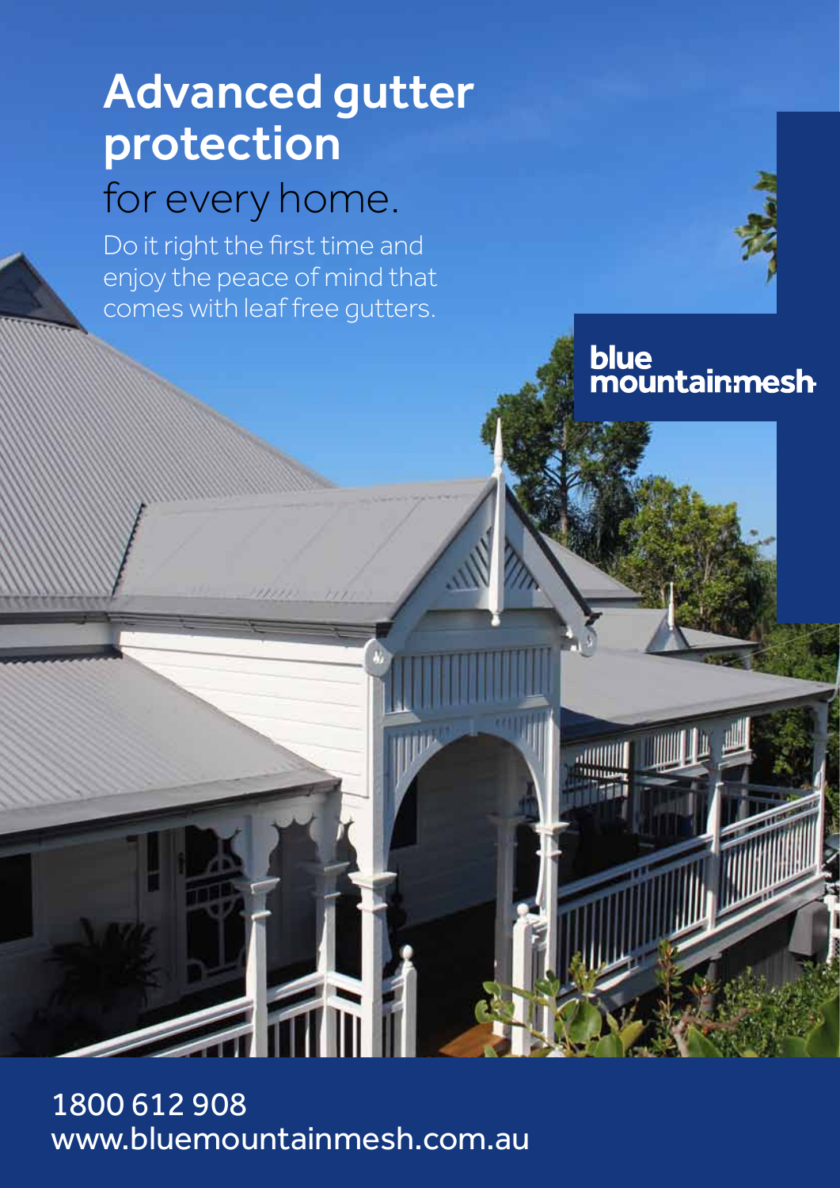# Advanced gutter protection for every home.

Do it right the first time and enjoy the peace of mind that comes with leaf free gutters.

blue mountainmesh

1800 612 908
www.bluemountainmesh.com.au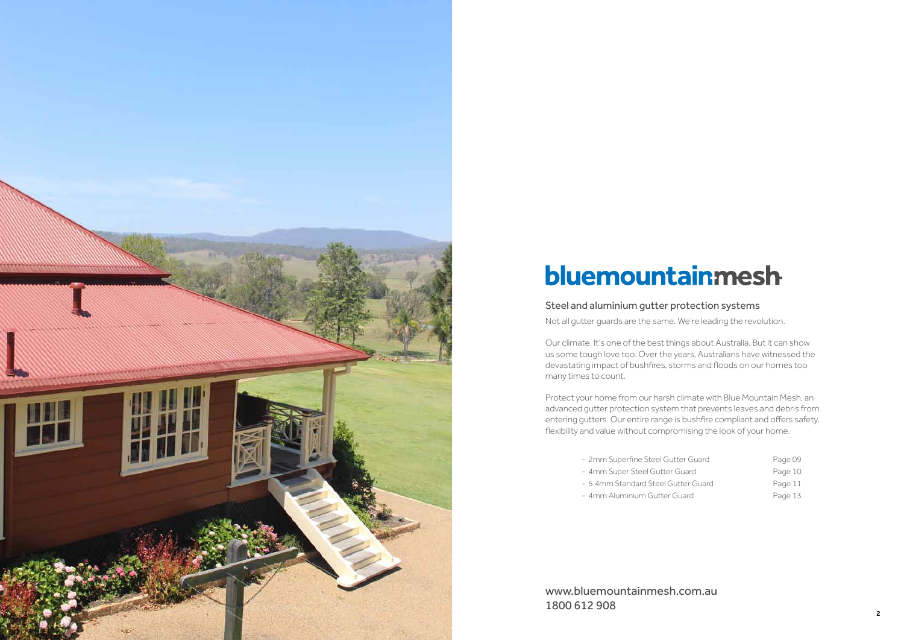# bluemountainmesh

## Steel and aluminium gutter protection systems

Not all gutter guards are the same. We're leading the revolution.

Our climate. It's one of the best things about Australia. But it can show us some tough love too. Over the years, Australians have witnessed the devastating impact of bushfires, storms and floods on our homes too many times to count.

Protect your home from our harsh climate with Blue Mountain Mesh, an advanced gutter protection system that prevents leaves and debris from entering gutters. Our entire range is bushfire compliant and offers safety, flexibility and value without compromising the look of your home.

- 2mm Superfine Steel Gutter Guard — Page 09
- 4mm Super Steel Gutter Guard — Page 10
- 5.4mm Standard Steel Gutter Guard — Page 11
- 4mm Aluminium Gutter Guard — Page 13

www.bluemountainmesh.com.au
1800 612 908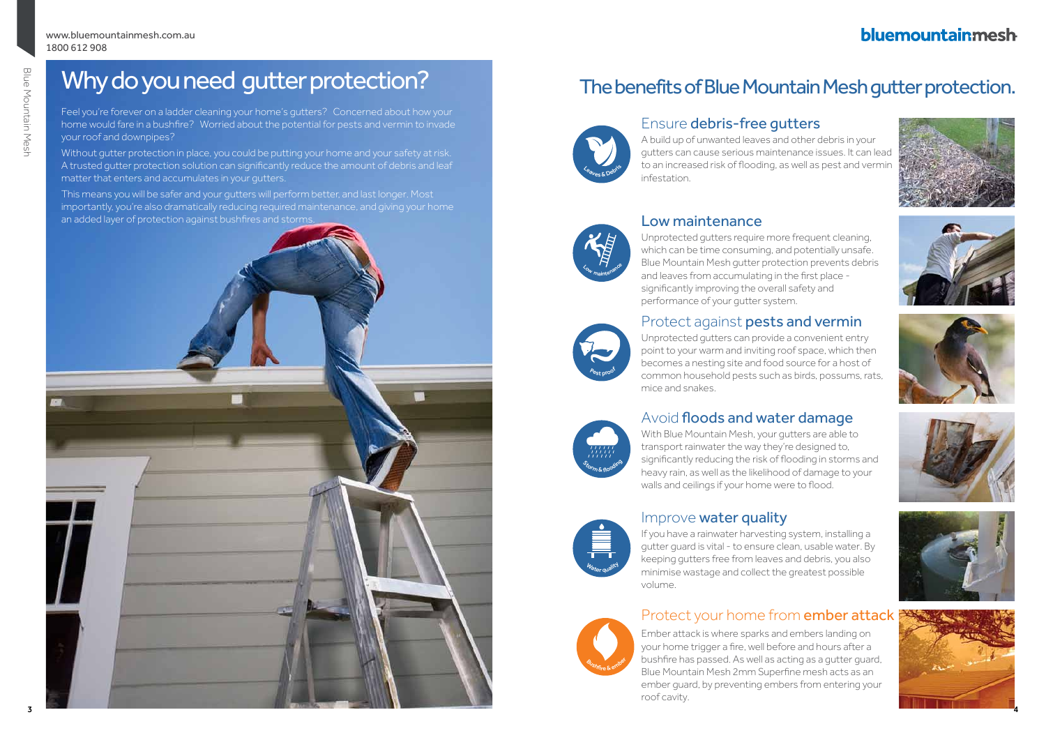# Why do you need gutter protection?

Feel you're forever on a ladder cleaning your home's gutters? Concerned about how your home would fare in a bushfire? Worried about the potential for pests and vermin to invade your roof and downpipes?

Without gutter protection in place, you could be putting your home and your safety at risk. A trusted gutter protection solution can significantly reduce the amount of debris and leaf matter that enters and accumulates in your gutters.

This means you will be safer and your gutters will perform better, and last longer. Most importantly, you're also dramatically reducing required maintenance, and giving your home an added layer of protection against bushfires and storms.

# The benefits of Blue Mountain Mesh gutter protection.

## Ensure **debris-free gutters**

A build up of unwanted leaves and other debris in your gutters can cause serious maintenance issues. It can lead to an increased risk of flooding, as well as pest and vermin infestation.

## Low maintenance

Unprotected gutters require more frequent cleaning, which can be time consuming, and potentially unsafe. Blue Mountain Mesh gutter protection prevents debris and leaves from accumulating in the first place - significantly improving the overall safety and performance of your gutter system.

## Protect against **pests and vermin**

Unprotected gutters can provide a convenient entry point to your warm and inviting roof space, which then becomes a nesting site and food source for a host of common household pests such as birds, possums, rats, mice and snakes.

## Avoid **floods and water damage**

With Blue Mountain Mesh, your gutters are able to transport rainwater the way they're designed to, significantly reducing the risk of flooding in storms and heavy rain, as well as the likelihood of damage to your walls and ceilings if your home were to flood.

## Improve **water quality**

If you have a rainwater harvesting system, installing a gutter guard is vital - to ensure clean, usable water. By keeping gutters free from leaves and debris, you also minimise wastage and collect the greatest possible volume.

## Protect your home from **ember attack**

Ember attack is where sparks and embers landing on your home trigger a fire, well before and hours after a bushfire has passed. As well as acting as a gutter guard, Blue Mountain Mesh 2mm Superfine mesh acts as an ember guard, by preventing embers from entering your roof cavity.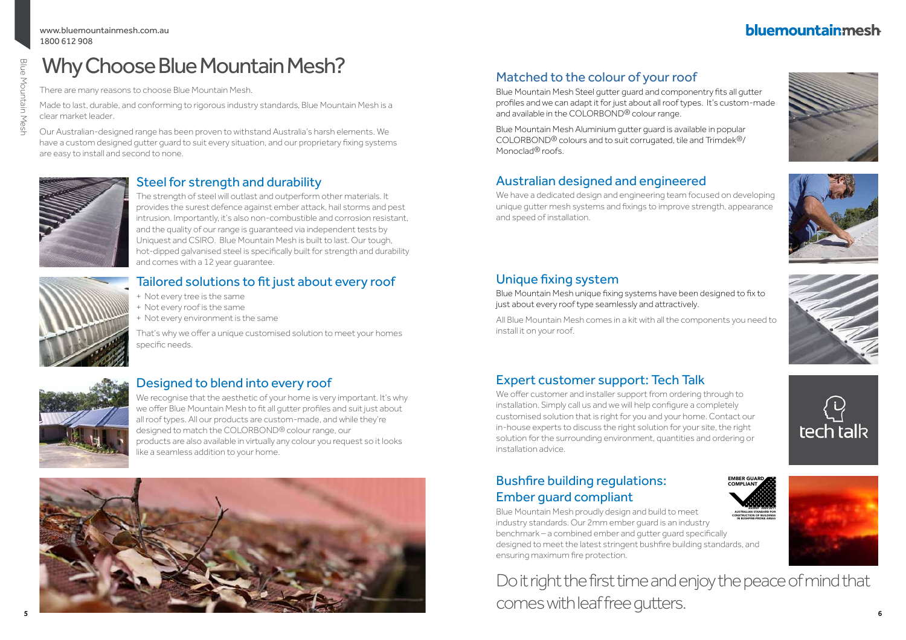# Why Choose Blue Mountain Mesh?

There are many reasons to choose Blue Mountain Mesh.

Made to last, durable, and conforming to rigorous industry standards, Blue Mountain Mesh is a clear market leader.

Our Australian-designed range has been proven to withstand Australia's harsh elements. We have a custom designed gutter guard to suit every situation, and our proprietary fixing systems are easy to install and second to none.

## Steel for strength and durability

The strength of steel will outlast and outperform other materials. It provides the surest defence against ember attack, hail storms and pest intrusion. Importantly, it's also non-combustible and corrosion resistant, and the quality of our range is guaranteed via independent tests by Uniquest and CSIRO. Blue Mountain Mesh is built to last. Our tough, hot-dipped galvanised steel is specifically built for strength and durability and comes with a 12 year guarantee.

## Tailored solutions to fit just about every roof

+ Not every tree is the same
+ Not every roof is the same
+ Not every environment is the same

That's why we offer a unique customised solution to meet your homes specific needs.

## Designed to blend into every roof

We recognise that the aesthetic of your home is very important. It's why we offer Blue Mountain Mesh to fit all gutter profiles and suit just about all roof types. All our products are custom-made, and while they're designed to match the COLORBOND® colour range, our products are also available in virtually any colour you request so it looks like a seamless addition to your home.

## Matched to the colour of your roof

Blue Mountain Mesh Steel gutter guard and componentry fits all gutter profiles and we can adapt it for just about all roof types. It's custom-made and available in the COLORBOND® colour range.

Blue Mountain Mesh Aluminium gutter guard is available in popular COLORBOND® colours and to suit corrugated, tile and Trimdek®/ Monoclad® roofs.

## Australian designed and engineered

We have a dedicated design and engineering team focused on developing unique gutter mesh systems and fixings to improve strength, appearance and speed of installation.

## Unique fixing system

Blue Mountain Mesh unique fixing systems have been designed to fix to just about every roof type seamlessly and attractively.

All Blue Mountain Mesh comes in a kit with all the components you need to install it on your roof.

## Expert customer support: Tech Talk

We offer customer and installer support from ordering through to installation. Simply call us and we will help configure a completely customised solution that is right for you and your home. Contact our in-house experts to discuss the right solution for your site, the right solution for the surrounding environment, quantities and ordering or installation advice.

## Bushfire building regulations: Ember guard compliant

Blue Mountain Mesh proudly design and build to meet industry standards. Our 2mm ember guard is an industry benchmark – a combined ember and gutter guard specifically designed to meet the latest stringent bushfire building standards, and ensuring maximum fire protection.

Do it right the first time and enjoy the peace of mind that comes with leaf free gutters.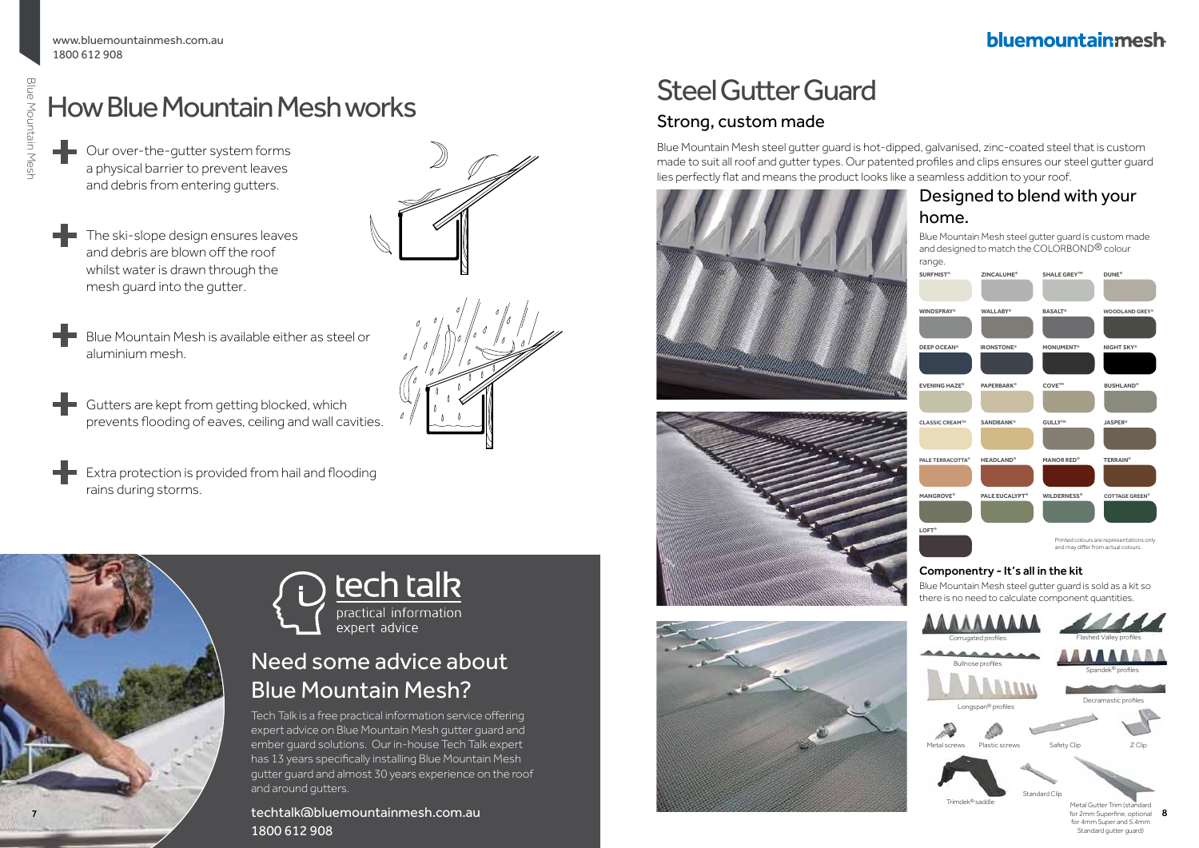# How Blue Mountain Mesh works

- Our over-the-gutter system forms a physical barrier to prevent leaves and debris from entering gutters.
- The ski-slope design ensures leaves and debris are blown off the roof whilst water is drawn through the mesh guard into the gutter.
- Blue Mountain Mesh is available either as steel or aluminium mesh.
- Gutters are kept from getting blocked, which prevents flooding of eaves, ceiling and wall cavities.
- Extra protection is provided from hail and flooding rains during storms.

## tech talk

practical information
expert advice

## Need some advice about Blue Mountain Mesh?

Tech Talk is a free practical information service offering expert advice on Blue Mountain Mesh gutter guard and ember guard solutions. Our in-house Tech Talk expert has 13 years specifically installing Blue Mountain Mesh gutter guard and almost 30 years experience on the roof and around gutters.

techtalk@bluemountainmesh.com.au
1800 612 908

# Steel Gutter Guard

## Strong, custom made

Blue Mountain Mesh steel gutter guard is hot-dipped, galvanised, zinc-coated steel that is custom made to suit all roof and gutter types. Our patented profiles and clips ensures our steel gutter guard lies perfectly flat and means the product looks like a seamless addition to your roof.

## Designed to blend with your home.

Blue Mountain Mesh steel gutter guard is custom made and designed to match the COLORBOND® colour range.

| | | | |
|---|---|---|---|
| SURFMIST® | ZINCALUME® | SHALE GREY™ | DUNE® |
| WINDSPRAY® | WALLABY® | BASALT® | WOODLAND GREY® |
| DEEP OCEAN® | IRONSTONE® | MONUMENT® | NIGHT SKY® |
| EVENING HAZE® | PAPERBARK® | COVE™ | BUSHLAND® |
| CLASSIC CREAM™ | SANDBANK® | GULLY™ | JASPER® |
| PALE TERRACOTTA® | HEADLAND® | MANOR RED® | TERRAIN® |
| MANGROVE® | PALE EUCALYPT® | WILDERNESS® | COTTAGE GREEN® |
| LOFT® | | | |

Printed colours are representations only and may differ from actual colours.

### Componentry - It's all in the kit

Blue Mountain Mesh steel gutter guard is sold as a kit so there is no need to calculate component quantities.

Corrugated profiles

Flashed Valley profiles

Bullnose profiles

Spandek® profiles

Longspan® profiles

Decramastic profiles

Metal screws

Plastic screws

Safety Clip

Z Clip

Trimdek® saddle

Standard Clip

Metal Gutter Trim (standard for 2mm Superfine, optional for 4mm Super and 5.4mm Standard gutter guard)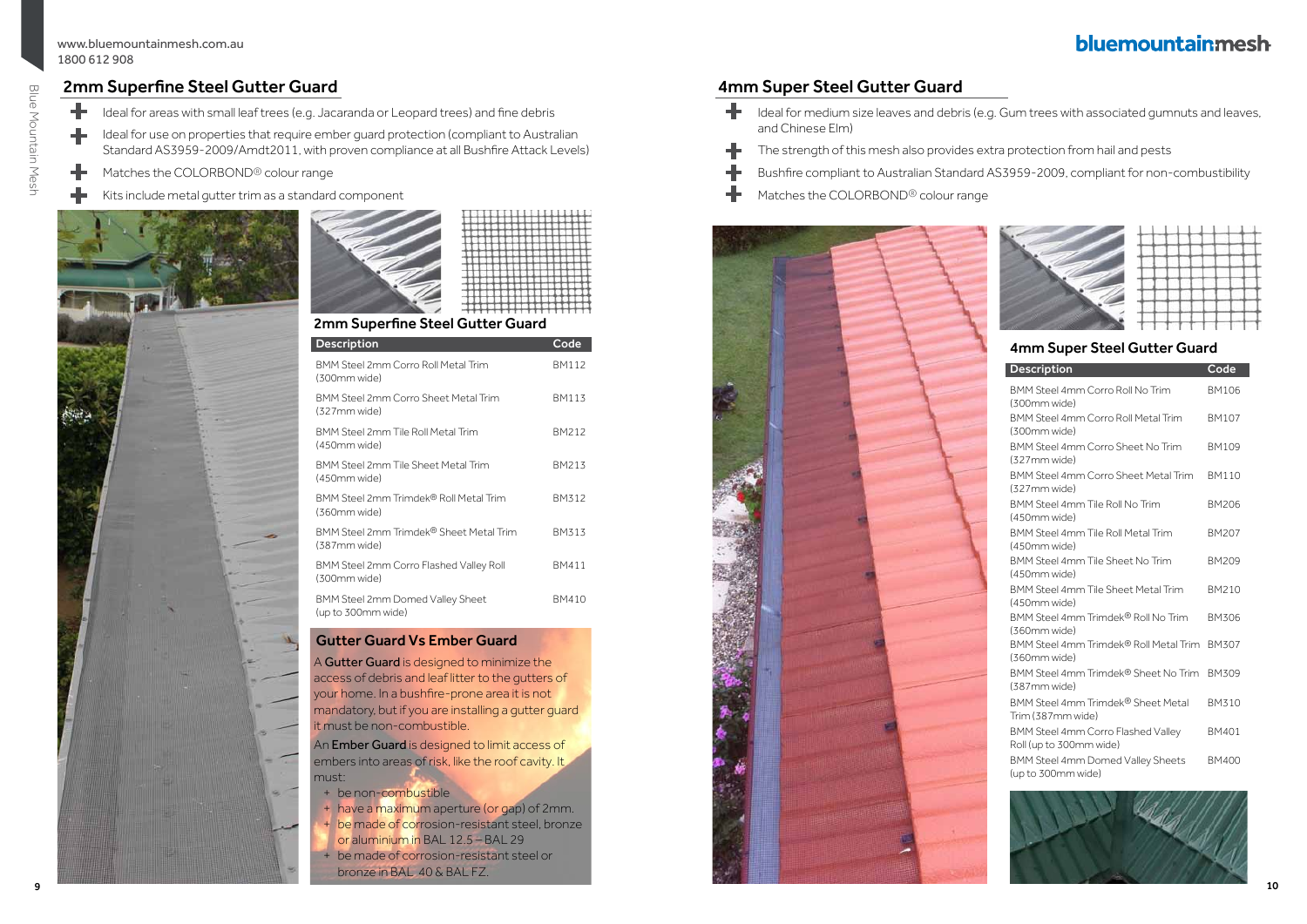## 2mm Superfine Steel Gutter Guard

- Ideal for areas with small leaf trees (e.g. Jacaranda or Leopard trees) and fine debris
- Ideal for use on properties that require ember guard protection (compliant to Australian Standard AS3959-2009/Amdt2011, with proven compliance at all Bushfire Attack Levels)
- Matches the COLORBOND® colour range
- Kits include metal gutter trim as a standard component

### 2mm Superfine Steel Gutter Guard

| Description | Code |
|---|---|
| BMM Steel 2mm Corro Roll Metal Trim (300mm wide) | BM112 |
| BMM Steel 2mm Corro Sheet Metal Trim (327mm wide) | BM113 |
| BMM Steel 2mm Tile Roll Metal Trim (450mm wide) | BM212 |
| BMM Steel 2mm Tile Sheet Metal Trim (450mm wide) | BM213 |
| BMM Steel 2mm Trimdek® Roll Metal Trim (360mm wide) | BM312 |
| BMM Steel 2mm Trimdek® Sheet Metal Trim (387mm wide) | BM313 |
| BMM Steel 2mm Corro Flashed Valley Roll (300mm wide) | BM411 |
| BMM Steel 2mm Domed Valley Sheet (up to 300mm wide) | BM410 |

### Gutter Guard Vs Ember Guard

A **Gutter Guard** is designed to minimize the access of debris and leaf litter to the gutters of your home. In a bushfire-prone area it is not mandatory, but if you are installing a gutter guard it must be non-combustible.

An **Ember Guard** is designed to limit access of embers into areas of risk, like the roof cavity. It must:

- be non-combustible
- have a maximum aperture (or gap) of 2mm.
- be made of corrosion-resistant steel, bronze or aluminium in BAL 12.5 – BAL 29
- be made of corrosion-resistant steel or bronze in BAL 40 & BAL FZ.

## 4mm Super Steel Gutter Guard

- Ideal for medium size leaves and debris (e.g. Gum trees with associated gumnuts and leaves, and Chinese Elm)
- The strength of this mesh also provides extra protection from hail and pests
- Bushfire compliant to Australian Standard AS3959-2009, compliant for non-combustibility
- Matches the COLORBOND® colour range

### 4mm Super Steel Gutter Guard

| Description | Code |
|---|---|
| BMM Steel 4mm Corro Roll No Trim (300mm wide) | BM106 |
| BMM Steel 4mm Corro Roll Metal Trim (300mm wide) | BM107 |
| BMM Steel 4mm Corro Sheet No Trim (327mm wide) | BM109 |
| BMM Steel 4mm Corro Sheet Metal Trim (327mm wide) | BM110 |
| BMM Steel 4mm Tile Roll No Trim (450mm wide) | BM206 |
| BMM Steel 4mm Tile Roll Metal Trim (450mm wide) | BM207 |
| BMM Steel 4mm Tile Sheet No Trim (450mm wide) | BM209 |
| BMM Steel 4mm Tile Sheet Metal Trim (450mm wide) | BM210 |
| BMM Steel 4mm Trimdek® Roll No Trim (360mm wide) | BM306 |
| BMM Steel 4mm Trimdek® Roll Metal Trim (360mm wide) | BM307 |
| BMM Steel 4mm Trimdek® Sheet No Trim (387mm wide) | BM309 |
| BMM Steel 4mm Trimdek® Sheet Metal Trim (387mm wide) | BM310 |
| BMM Steel 4mm Corro Flashed Valley Roll (up to 300mm wide) | BM401 |
| BMM Steel 4mm Domed Valley Sheets (up to 300mm wide) | BM400 |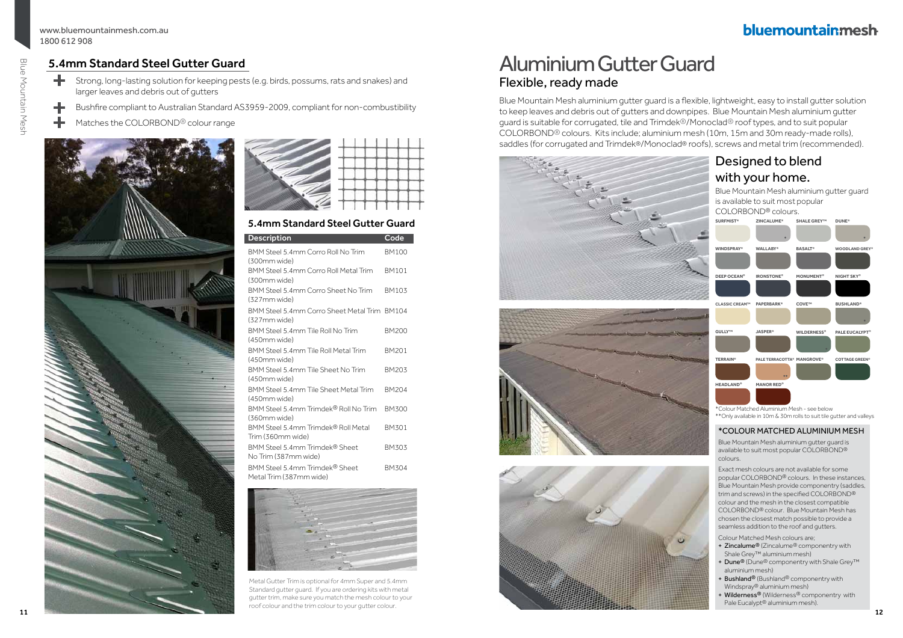## 5.4mm Standard Steel Gutter Guard

- Strong, long-lasting solution for keeping pests (e.g. birds, possums, rats and snakes) and larger leaves and debris out of gutters
- Bushfire compliant to Australian Standard AS3959-2009, compliant for non-combustibility
- Matches the COLORBOND® colour range

### 5.4mm Standard Steel Gutter Guard

| Description | Code |
|---|---|
| BMM Steel 5.4mm Corro Roll No Trim (300mm wide) | BM100 |
| BMM Steel 5.4mm Corro Roll Metal Trim (300mm wide) | BM101 |
| BMM Steel 5.4mm Corro Sheet No Trim (327mm wide) | BM103 |
| BMM Steel 5.4mm Corro Sheet Metal Trim (327mm wide) | BM104 |
| BMM Steel 5.4mm Tile Roll No Trim (450mm wide) | BM200 |
| BMM Steel 5.4mm Tile Roll Metal Trim (450mm wide) | BM201 |
| BMM Steel 5.4mm Tile Sheet No Trim (450mm wide) | BM203 |
| BMM Steel 5.4mm Tile Sheet Metal Trim (450mm wide) | BM204 |
| BMM Steel 5.4mm Trimdek® Roll No Trim (360mm wide) | BM300 |
| BMM Steel 5.4mm Trimdek® Roll Metal Trim (360mm wide) | BM301 |
| BMM Steel 5.4mm Trimdek® Sheet No Trim (387mm wide) | BM303 |
| BMM Steel 5.4mm Trimdek® Sheet Metal Trim (387mm wide) | BM304 |

Metal Gutter Trim is optional for 4mm Super and 5.4mm Standard gutter guard. If you are ordering kits with metal gutter trim, make sure you match the mesh colour to your roof colour and the trim colour to your gutter colour.

# Aluminium Gutter Guard

## Flexible, ready made

Blue Mountain Mesh aluminium gutter guard is a flexible, lightweight, easy to install gutter solution to keep leaves and debris out of gutters and downpipes. Blue Mountain Mesh aluminium gutter guard is suitable for corrugated, tile and Trimdek®/Monoclad® roof types, and to suit popular COLORBOND® colours. Kits include; aluminium mesh (10m, 15m and 30m ready-made rolls), saddles (for corrugated and Trimdek®/Monoclad® roofs), screws and metal trim (recommended).

## Designed to blend with your home.

Blue Mountain Mesh aluminium gutter guard is available to suit most popular COLORBOND® colours.

SURFMIST®, ZINCALUME®*, SHALE GREY™, DUNE®*, WINDSPRAY®, WALLABY®, BASALT®, WOODLAND GREY®, DEEP OCEAN®, IRONSTONE®, MONUMENT®, NIGHT SKY®, CLASSIC CREAM™, PAPERBARK®, COVE™, BUSHLAND®*, GULLY™, JASPER®, WILDERNESS®*, PALE EUCALYPT®, TERRAIN®, PALE TERRACOTTA®**, MANGROVE®, COTTAGE GREEN®, HEADLAND®, MANOR RED®

*Colour Matched Aluminium Mesh - see below
**Only available in 10m & 30m rolls to suit tile gutter and valleys

### *COLOUR MATCHED ALUMINIUM MESH

Blue Mountain Mesh aluminium gutter guard is available to suit most popular COLORBOND® colours.

Exact mesh colours are not available for some popular COLORBOND® colours. In these instances, Blue Mountain Mesh provide componentry (saddles, trim and screws) in the specified COLORBOND® colour and the mesh in the closest compatible COLORBOND® colour. Blue Mountain Mesh has chosen the closest match possible to provide a seamless addition to the roof and gutters.

Colour Matched Mesh colours are;

- **Zincalume®** (Zincalume® componentry with Shale Grey™ aluminium mesh)
- **Dune®** (Dune® componentry with Shale Grey™ aluminium mesh)
- **Bushland®** (Bushland® componentry with Windspray® aluminium mesh)
- **Wilderness®** (Wilderness® componentry with Pale Eucalypt® aluminium mesh).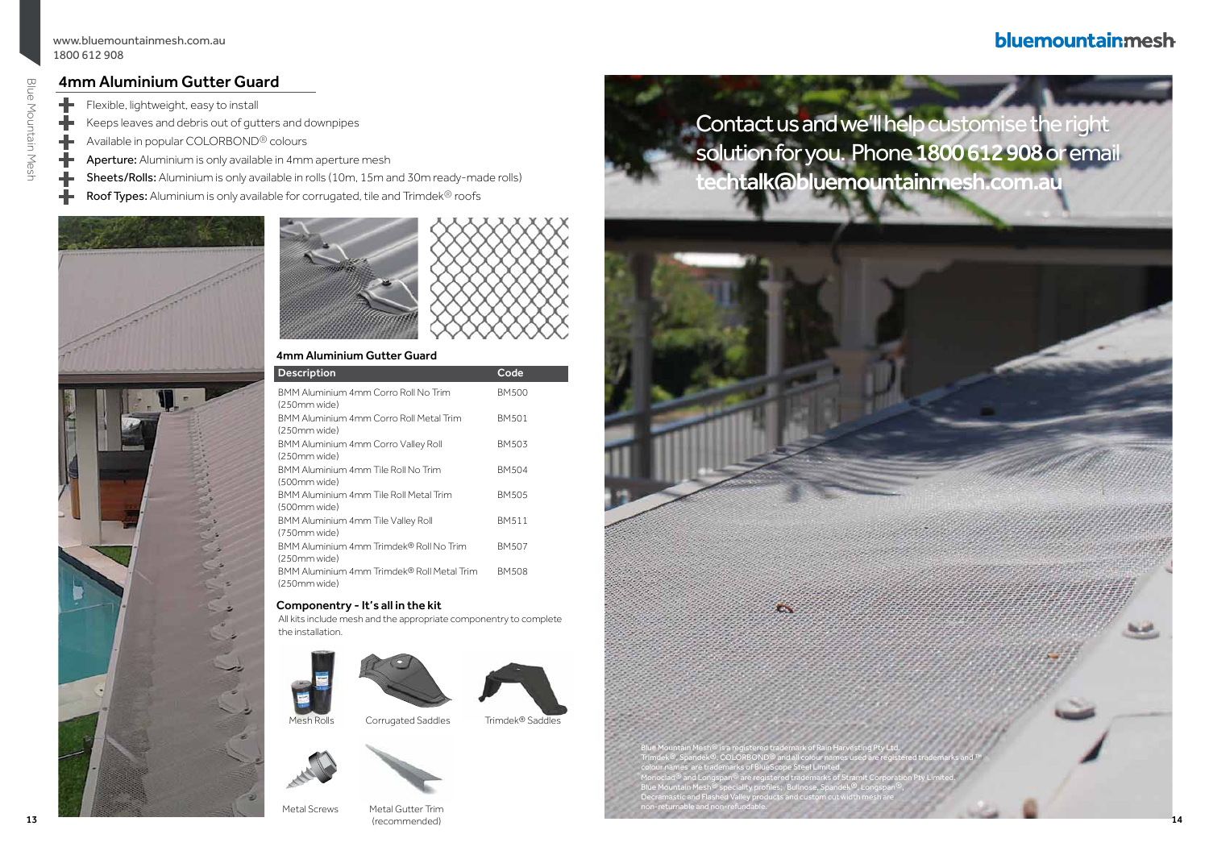# 4mm Aluminium Gutter Guard

- Flexible, lightweight, easy to install
- Keeps leaves and debris out of gutters and downpipes
- Available in popular COLORBOND® colours
- **Aperture:** Aluminium is only available in 4mm aperture mesh
- **Sheets/Rolls:** Aluminium is only available in rolls (10m, 15m and 30m ready-made rolls)
- **Roof Types:** Aluminium is only available for corrugated, tile and Trimdek® roofs

### 4mm Aluminium Gutter Guard

| Description | Code |
|---|---|
| BMM Aluminium 4mm Corro Roll No Trim (250mm wide) | BM500 |
| BMM Aluminium 4mm Corro Roll Metal Trim (250mm wide) | BM501 |
| BMM Aluminium 4mm Corro Valley Roll (250mm wide) | BM503 |
| BMM Aluminium 4mm Tile Roll No Trim (500mm wide) | BM504 |
| BMM Aluminium 4mm Tile Roll Metal Trim (500mm wide) | BM505 |
| BMM Aluminium 4mm Tile Valley Roll (750mm wide) | BM511 |
| BMM Aluminium 4mm Trimdek® Roll No Trim (250mm wide) | BM507 |
| BMM Aluminium 4mm Trimdek® Roll Metal Trim (250mm wide) | BM508 |

### Componentry - It's all in the kit

All kits include mesh and the appropriate componentry to complete the installation.

Mesh Rolls

Corrugated Saddles

Trimdek® Saddles

Metal Screws

Metal Gutter Trim (recommended)

Contact us and we'll help customise the right solution for you. Phone **1800 612 908** or email **techtalk@bluemountainmesh.com.au**

Blue Mountain Mesh® is a registered trademark of Rain Harvesting Pty Ltd.
Trimdek®, Spandek®, COLORBOND® and all colour names used are registered trademarks and ™ colour names are trademarks of BlueScope Steel Limited.
Monoclad® and Longspan® are registered trademarks of Stramit Corporation Pty Limited.
Blue Mountain Mesh® speciality profiles; Bullnose, Spandek®, Longspan®, Decramastic and Flashed Valley products and custom cut width mesh are non-returnable and non-refundable.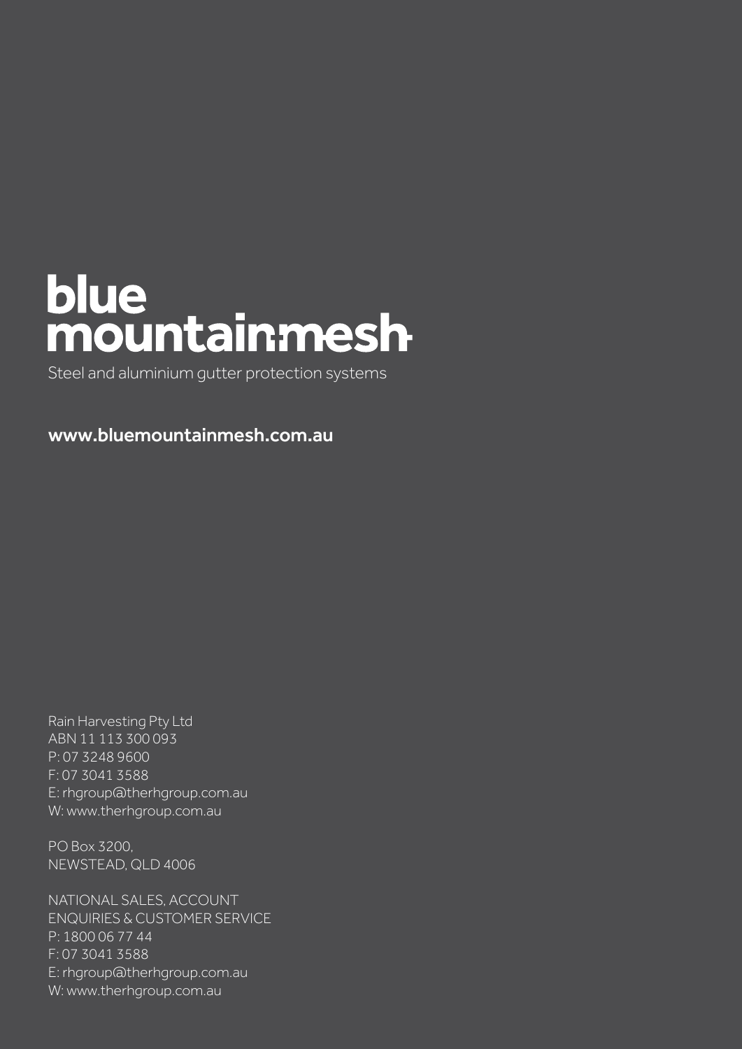# blue mountainmesh

Steel and aluminium gutter protection systems

**www.bluemountainmesh.com.au**

Rain Harvesting Pty Ltd
ABN 11 113 300 093
P: 07 3248 9600
F: 07 3041 3588
E: rhgroup@therhgroup.com.au
W: www.therhgroup.com.au

PO Box 3200,
NEWSTEAD, QLD 4006

NATIONAL SALES, ACCOUNT ENQUIRIES & CUSTOMER SERVICE
P: 1800 06 77 44
F: 07 3041 3588
E: rhgroup@therhgroup.com.au
W: www.therhgroup.com.au